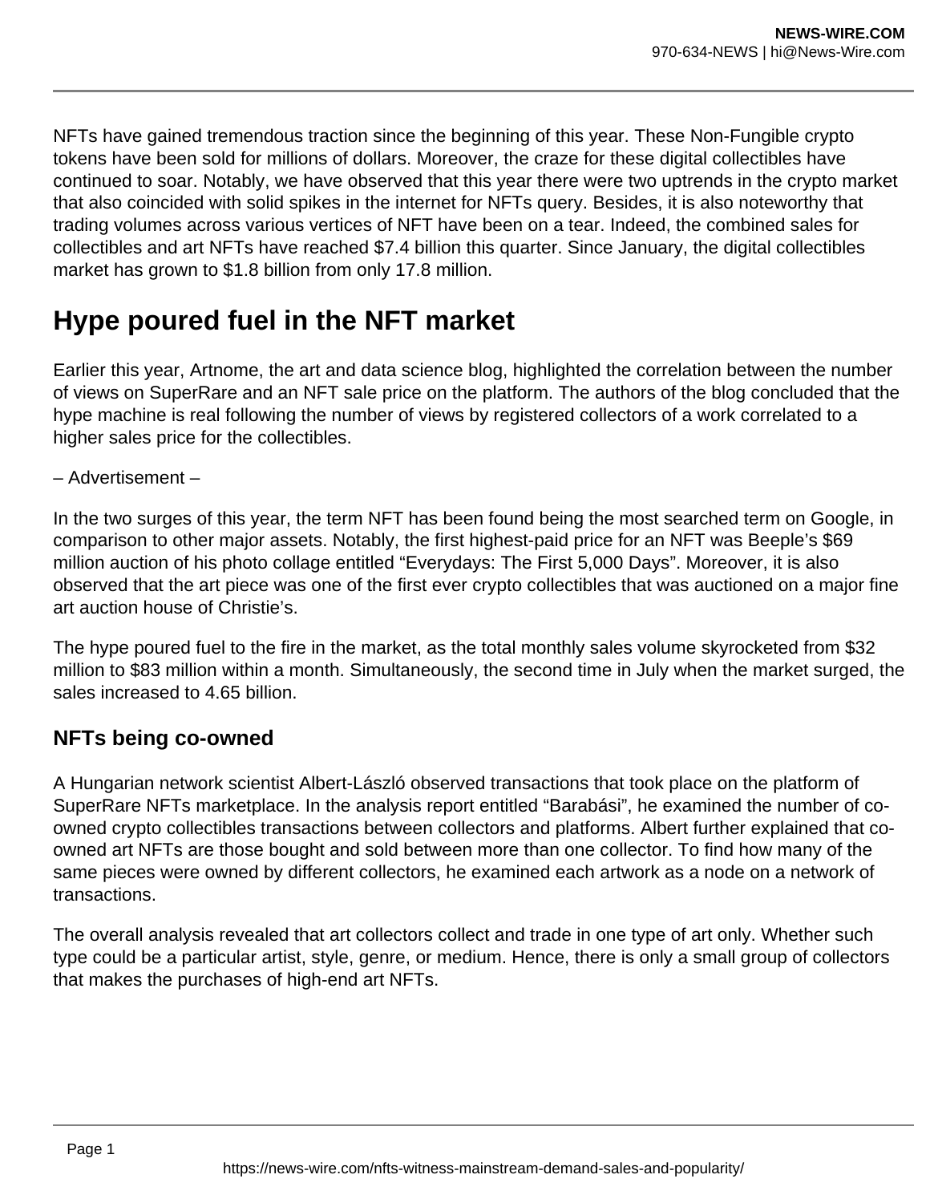NFTs have gained tremendous traction since the beginning of this year. These Non-Fungible crypto tokens have been sold for millions of dollars. Moreover, the craze for these digital collectibles have continued to soar. Notably, we have observed that this year there were two uptrends in the crypto market that also coincided with solid spikes in the internet for NFTs query. Besides, it is also noteworthy that trading volumes across various vertices of NFT have been on a tear. Indeed, the combined sales for collectibles and art NFTs have reached $7.4 billion this quarter. Since January, the digital collectibles market has grown to $1.8 billion from only 17.8 million.

## Hype poured fuel in the NFT market

Earlier this year, Artnome, the art and data science blog, highlighted the correlation between the number of views on SuperRare and an NFT sale price on the platform. The authors of the blog concluded that the hype machine is real following the number of views by registered collectors of a work correlated to a higher sales price for the collectibles.

– Advertisement –

In the two surges of this year, the term NFT has been found being the most searched term on Google, in comparison to other major assets. Notably, the first highest-paid price for an NFT was Beeple's $69 million auction of his photo collage entitled "Everydays: The First 5,000 Days". Moreover, it is also observed that the art piece was one of the first ever crypto collectibles that was auctioned on a major fine art auction house of Christie's.

The hype poured fuel to the fire in the market, as the total monthly sales volume skyrocketed from $32 million to $83 million within a month. Simultaneously, the second time in July when the market surged, the sales increased to 4.65 billion.

### NFTs being co-owned

A Hungarian network scientist Albert-László observed transactions that took place on the platform of SuperRare NFTs marketplace. In the analysis report entitled "Barabási", he examined the number of co-owned crypto collectibles transactions between collectors and platforms. Albert further explained that co-owned art NFTs are those bought and sold between more than one collector. To find how many of the same pieces were owned by different collectors, he examined each artwork as a node on a network of transactions.

The overall analysis revealed that art collectors collect and trade in one type of art only. Whether such type could be a particular artist, style, genre, or medium. Hence, there is only a small group of collectors that makes the purchases of high-end art NFTs.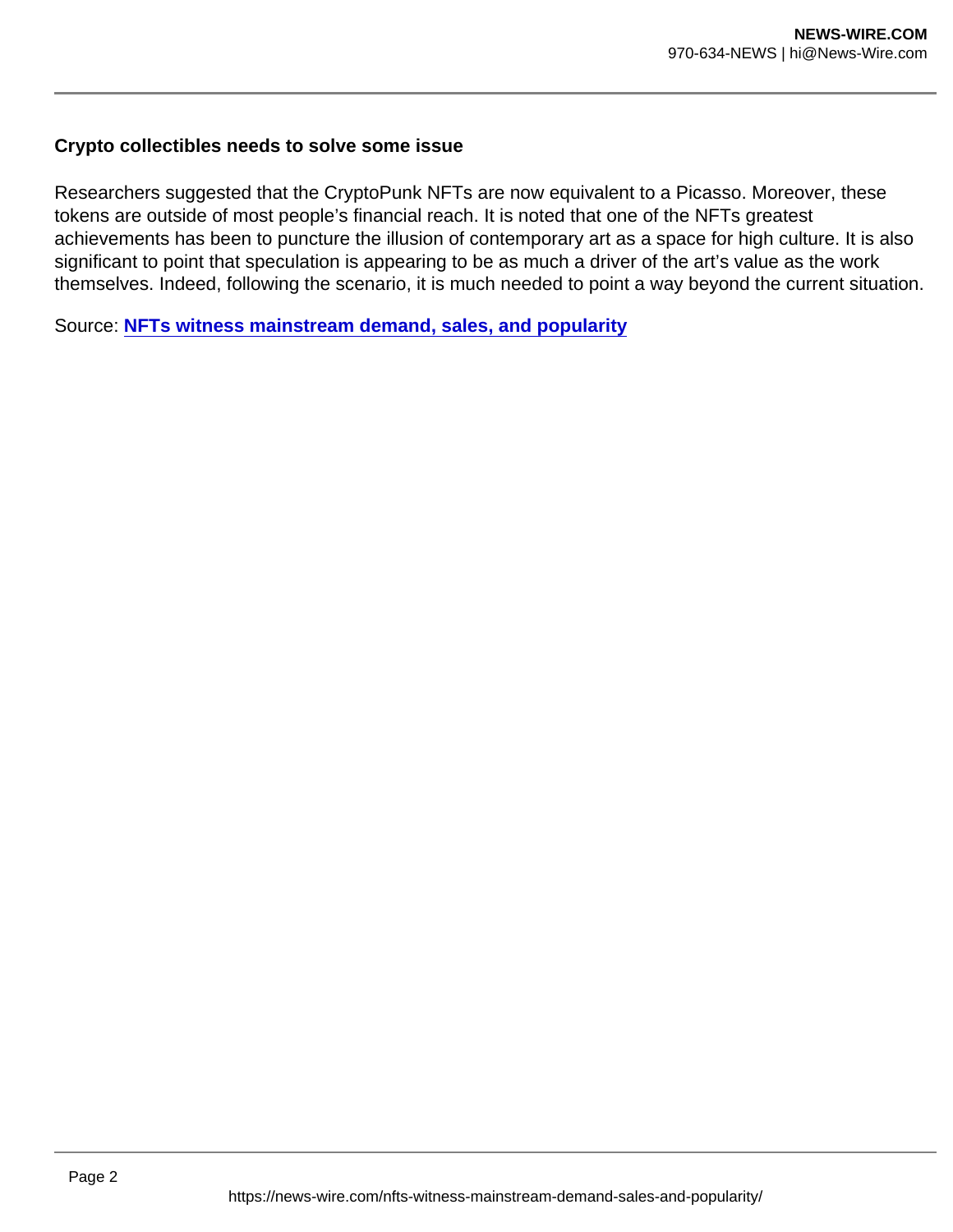**Crypto collectibles needs to solve some issue**

Researchers suggested that the CryptoPunk NFTs are now equivalent to a Picasso. Moreover, these tokens are outside of most people's financial reach. It is noted that one of the NFTs greatest achievements has been to puncture the illusion of contemporary art as a space for high culture. It is also significant to point that speculation is appearing to be as much a driver of the art's value as the work themselves. Indeed, following the scenario, it is much needed to point a way beyond the current situation.

Source: **[NFTs witness mainstream demand, sales, and popularity](https://news-wire.com/nfts-witness-mainstream-demand-sales-and-popularity/)**